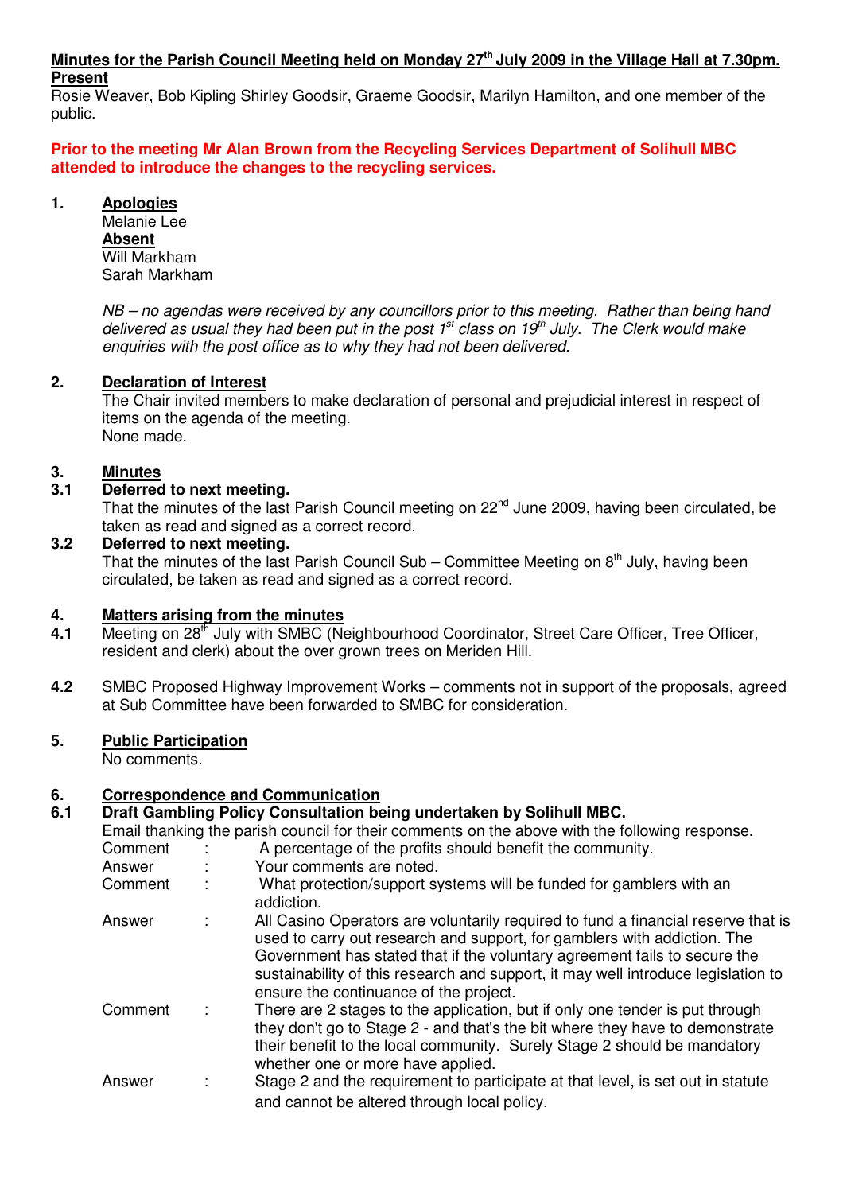**Minutes for the Parish Council Meeting held on Monday 27th July 2009 in the Village Hall at 7.30pm.**

**Present**

Rosie Weaver, Bob Kipling Shirley Goodsir, Graeme Goodsir, Marilyn Hamilton, and one member of the public.

**Prior to the meeting Mr Alan Brown from the Recycling Services Department of Solihull MBC attended to introduce the changes to the recycling services.**

**1. Apologies**

Melanie Lee

**Absent**

Will Markham

Sarah Markham

*NB – no agendas were received by any councillors prior to this meeting. Rather than being hand delivered as usual they had been put in the post 1st class on 19th July. The Clerk would make enquiries with the post office as to why they had not been delivered.*

**2. Declaration of Interest**

The Chair invited members to make declaration of personal and prejudicial interest in respect of items on the agenda of the meeting.

None made.

**3. Minutes**

**3.1 Deferred to next meeting.**

That the minutes of the last Parish Council meeting on 22nd June 2009, having been circulated, be taken as read and signed as a correct record.

**3.2 Deferred to next meeting.**

That the minutes of the last Parish Council Sub – Committee Meeting on 8th July, having been circulated, be taken as read and signed as a correct record.

**4. Matters arising from the minutes**

**4.1** Meeting on 28th July with SMBC (Neighbourhood Coordinator, Street Care Officer, Tree Officer, resident and clerk) about the over grown trees on Meriden Hill.

**4.2** SMBC Proposed Highway Improvement Works – comments not in support of the proposals, agreed at Sub Committee have been forwarded to SMBC for consideration.

**5. Public Participation**

No comments.

**6. Correspondence and Communication**

**6.1 Draft Gambling Policy Consultation being undertaken by Solihull MBC.**

Email thanking the parish council for their comments on the above with the following response.

Comment : A percentage of the profits should benefit the community.

Answer : Your comments are noted.

Comment : What protection/support systems will be funded for gamblers with an addiction.

Answer : All Casino Operators are voluntarily required to fund a financial reserve that is used to carry out research and support, for gamblers with addiction. The Government has stated that if the voluntary agreement fails to secure the sustainability of this research and support, it may well introduce legislation to ensure the continuance of the project.

Comment : There are 2 stages to the application, but if only one tender is put through they don't go to Stage 2 - and that's the bit where they have to demonstrate their benefit to the local community. Surely Stage 2 should be mandatory whether one or more have applied.

Answer : Stage 2 and the requirement to participate at that level, is set out in statute and cannot be altered through local policy.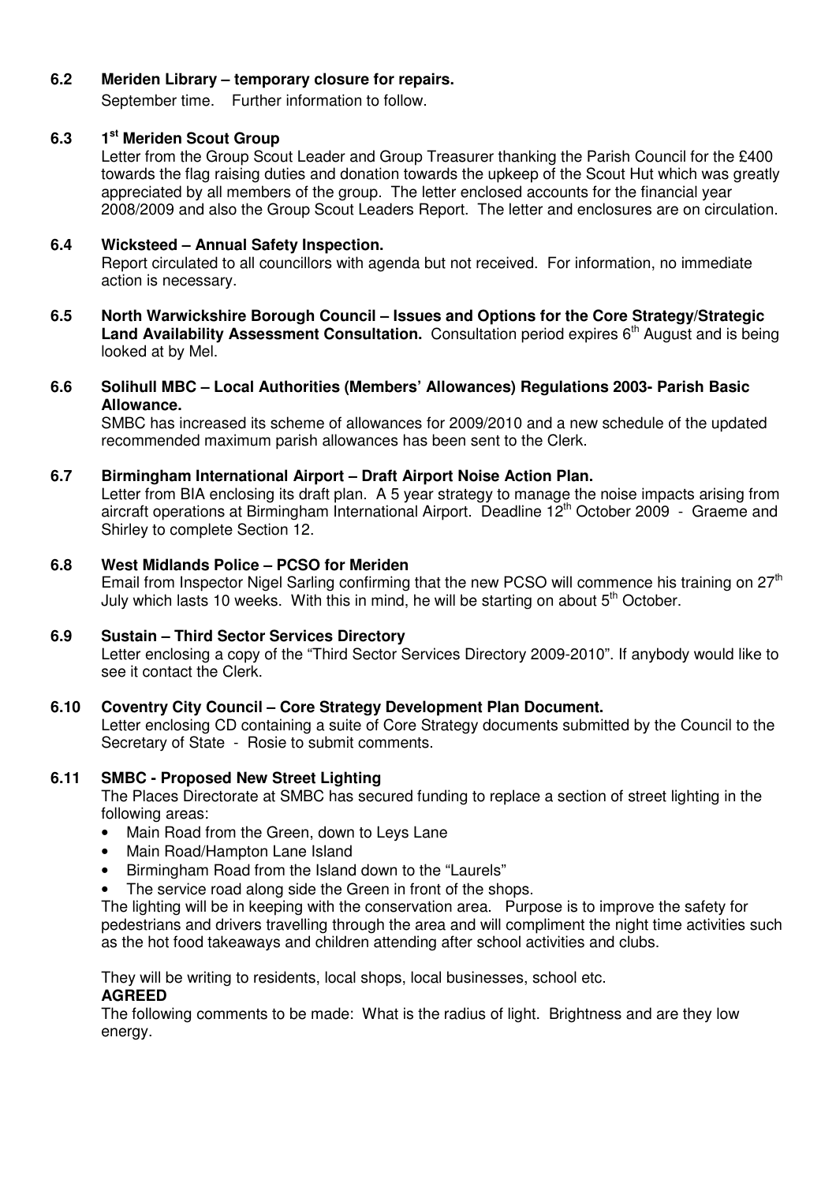**6.2 Meriden Library – temporary closure for repairs.**

September time. Further information to follow.

**6.3 1st Meriden Scout Group**

Letter from the Group Scout Leader and Group Treasurer thanking the Parish Council for the £400 towards the flag raising duties and donation towards the upkeep of the Scout Hut which was greatly appreciated by all members of the group. The letter enclosed accounts for the financial year 2008/2009 and also the Group Scout Leaders Report. The letter and enclosures are on circulation.

**6.4 Wicksteed – Annual Safety Inspection.**

Report circulated to all councillors with agenda but not received. For information, no immediate action is necessary.

**6.5 North Warwickshire Borough Council – Issues and Options for the Core Strategy/Strategic Land Availability Assessment Consultation.** Consultation period expires 6th August and is being looked at by Mel.

**6.6 Solihull MBC – Local Authorities (Members' Allowances) Regulations 2003- Parish Basic Allowance.**

SMBC has increased its scheme of allowances for 2009/2010 and a new schedule of the updated recommended maximum parish allowances has been sent to the Clerk.

**6.7 Birmingham International Airport – Draft Airport Noise Action Plan.**

Letter from BIA enclosing its draft plan. A 5 year strategy to manage the noise impacts arising from aircraft operations at Birmingham International Airport. Deadline 12th October 2009 - Graeme and Shirley to complete Section 12.

**6.8 West Midlands Police – PCSO for Meriden**

Email from Inspector Nigel Sarling confirming that the new PCSO will commence his training on 27th July which lasts 10 weeks. With this in mind, he will be starting on about 5th October.

**6.9 Sustain – Third Sector Services Directory**

Letter enclosing a copy of the "Third Sector Services Directory 2009-2010". If anybody would like to see it contact the Clerk.

**6.10 Coventry City Council – Core Strategy Development Plan Document.**

Letter enclosing CD containing a suite of Core Strategy documents submitted by the Council to the Secretary of State - Rosie to submit comments.

**6.11 SMBC - Proposed New Street Lighting**

The Places Directorate at SMBC has secured funding to replace a section of street lighting in the following areas:

- Main Road from the Green, down to Leys Lane
- Main Road/Hampton Lane Island
- Birmingham Road from the Island down to the "Laurels"
- The service road along side the Green in front of the shops.

The lighting will be in keeping with the conservation area. Purpose is to improve the safety for pedestrians and drivers travelling through the area and will compliment the night time activities such as the hot food takeaways and children attending after school activities and clubs.

They will be writing to residents, local shops, local businesses, school etc.

**AGREED**

The following comments to be made: What is the radius of light. Brightness and are they low energy.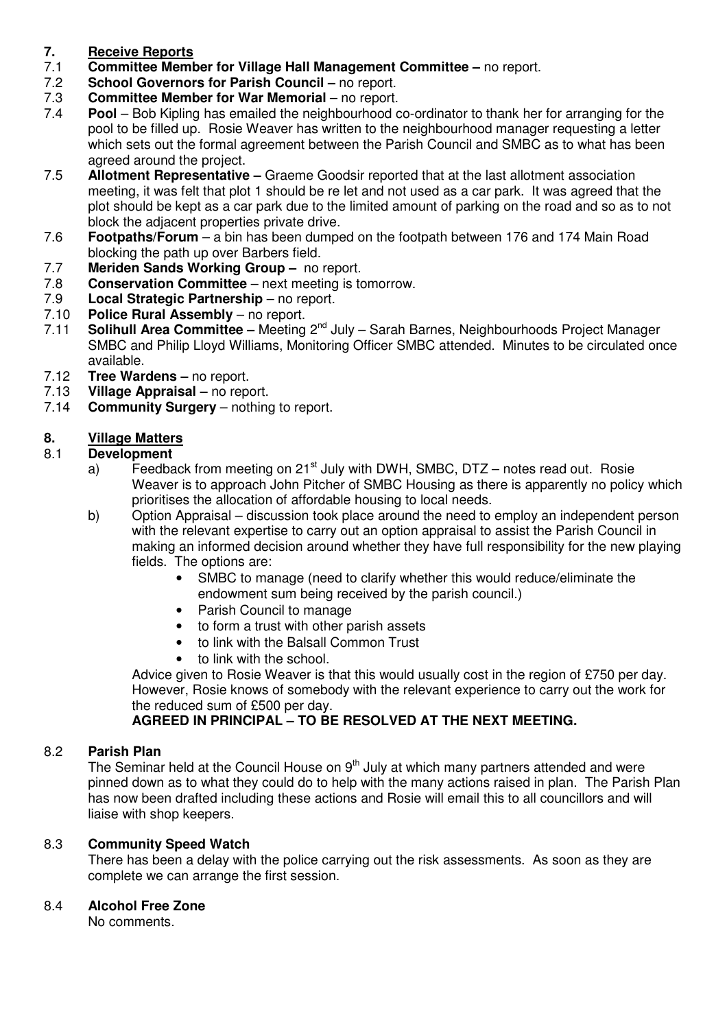## 7. Receive Reports

7.1 **Committee Member for Village Hall Management Committee –** no report.

7.2 **School Governors for Parish Council –** no report.

7.3 **Committee Member for War Memorial** – no report.

7.4 **Pool** – Bob Kipling has emailed the neighbourhood co-ordinator to thank her for arranging for the pool to be filled up. Rosie Weaver has written to the neighbourhood manager requesting a letter which sets out the formal agreement between the Parish Council and SMBC as to what has been agreed around the project.

7.5 **Allotment Representative –** Graeme Goodsir reported that at the last allotment association meeting, it was felt that plot 1 should be re let and not used as a car park. It was agreed that the plot should be kept as a car park due to the limited amount of parking on the road and so as to not block the adjacent properties private drive.

7.6 **Footpaths/Forum** – a bin has been dumped on the footpath between 176 and 174 Main Road blocking the path up over Barbers field.

7.7 **Meriden Sands Working Group –** no report.

7.8 **Conservation Committee** – next meeting is tomorrow.

7.9 **Local Strategic Partnership** – no report.

7.10 **Police Rural Assembly** – no report.

7.11 **Solihull Area Committee –** Meeting 2nd July – Sarah Barnes, Neighbourhoods Project Manager SMBC and Philip Lloyd Williams, Monitoring Officer SMBC attended. Minutes to be circulated once available.

7.12 **Tree Wardens –** no report.

7.13 **Village Appraisal –** no report.

7.14 **Community Surgery** – nothing to report.

## 8. Village Matters

### 8.1 Development

a) Feedback from meeting on 21st July with DWH, SMBC, DTZ – notes read out. Rosie Weaver is to approach John Pitcher of SMBC Housing as there is apparently no policy which prioritises the allocation of affordable housing to local needs.

b) Option Appraisal – discussion took place around the need to employ an independent person with the relevant expertise to carry out an option appraisal to assist the Parish Council in making an informed decision around whether they have full responsibility for the new playing fields. The options are:

- SMBC to manage (need to clarify whether this would reduce/eliminate the endowment sum being received by the parish council.)
- Parish Council to manage
- to form a trust with other parish assets
- to link with the Balsall Common Trust
- to link with the school.

Advice given to Rosie Weaver is that this would usually cost in the region of £750 per day. However, Rosie knows of somebody with the relevant experience to carry out the work for the reduced sum of £500 per day.

**AGREED IN PRINCIPAL – TO BE RESOLVED AT THE NEXT MEETING.**

### 8.2 Parish Plan

The Seminar held at the Council House on 9th July at which many partners attended and were pinned down as to what they could do to help with the many actions raised in plan. The Parish Plan has now been drafted including these actions and Rosie will email this to all councillors and will liaise with shop keepers.

### 8.3 Community Speed Watch

There has been a delay with the police carrying out the risk assessments. As soon as they are complete we can arrange the first session.

### 8.4 Alcohol Free Zone

No comments.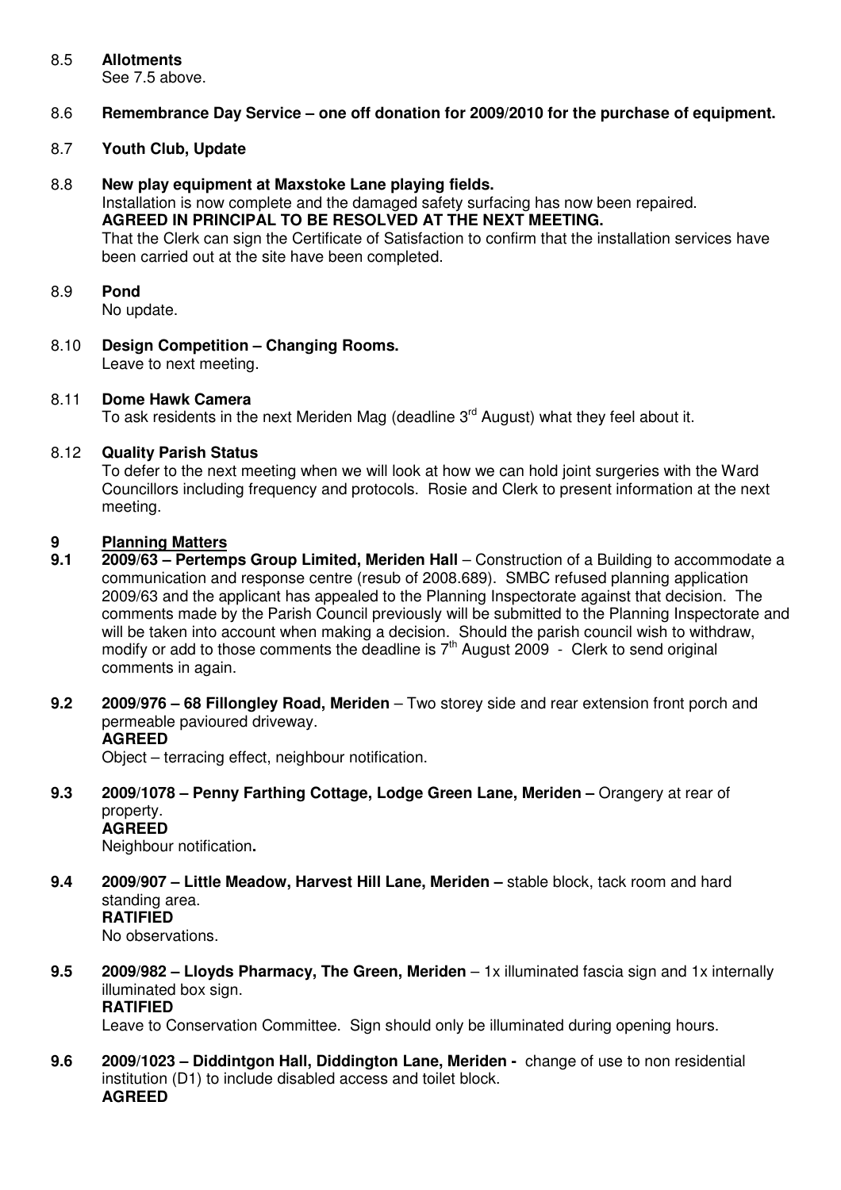8.5 **Allotments**

See 7.5 above.

8.6 **Remembrance Day Service – one off donation for 2009/2010 for the purchase of equipment.**

8.7 **Youth Club, Update**

8.8 **New play equipment at Maxstoke Lane playing fields.**

Installation is now complete and the damaged safety surfacing has now been repaired.

**AGREED IN PRINCIPAL TO BE RESOLVED AT THE NEXT MEETING.**

That the Clerk can sign the Certificate of Satisfaction to confirm that the installation services have been carried out at the site have been completed.

8.9 **Pond**

No update.

8.10 **Design Competition – Changing Rooms.**

Leave to next meeting.

8.11 **Dome Hawk Camera**

To ask residents in the next Meriden Mag (deadline 3rd August) what they feel about it.

8.12 **Quality Parish Status**

To defer to the next meeting when we will look at how we can hold joint surgeries with the Ward Councillors including frequency and protocols. Rosie and Clerk to present information at the next meeting.

## 9 Planning Matters

**9.1 2009/63 – Pertemps Group Limited, Meriden Hall** – Construction of a Building to accommodate a communication and response centre (resub of 2008.689). SMBC refused planning application 2009/63 and the applicant has appealed to the Planning Inspectorate against that decision. The comments made by the Parish Council previously will be submitted to the Planning Inspectorate and will be taken into account when making a decision. Should the parish council wish to withdraw, modify or add to those comments the deadline is 7th August 2009 - Clerk to send original comments in again.

**9.2 2009/976 – 68 Fillongley Road, Meriden** – Two storey side and rear extension front porch and permeable pavioured driveway.

**AGREED**

Object – terracing effect, neighbour notification.

**9.3 2009/1078 – Penny Farthing Cottage, Lodge Green Lane, Meriden –** Orangery at rear of property.

**AGREED**

Neighbour notification**.**

**9.4 2009/907 – Little Meadow, Harvest Hill Lane, Meriden –** stable block, tack room and hard standing area.

**RATIFIED**

No observations.

**9.5 2009/982 – Lloyds Pharmacy, The Green, Meriden** – 1x illuminated fascia sign and 1x internally illuminated box sign.

**RATIFIED**

Leave to Conservation Committee. Sign should only be illuminated during opening hours.

**9.6 2009/1023 – Diddintgon Hall, Diddington Lane, Meriden -** change of use to non residential institution (D1) to include disabled access and toilet block.

**AGREED**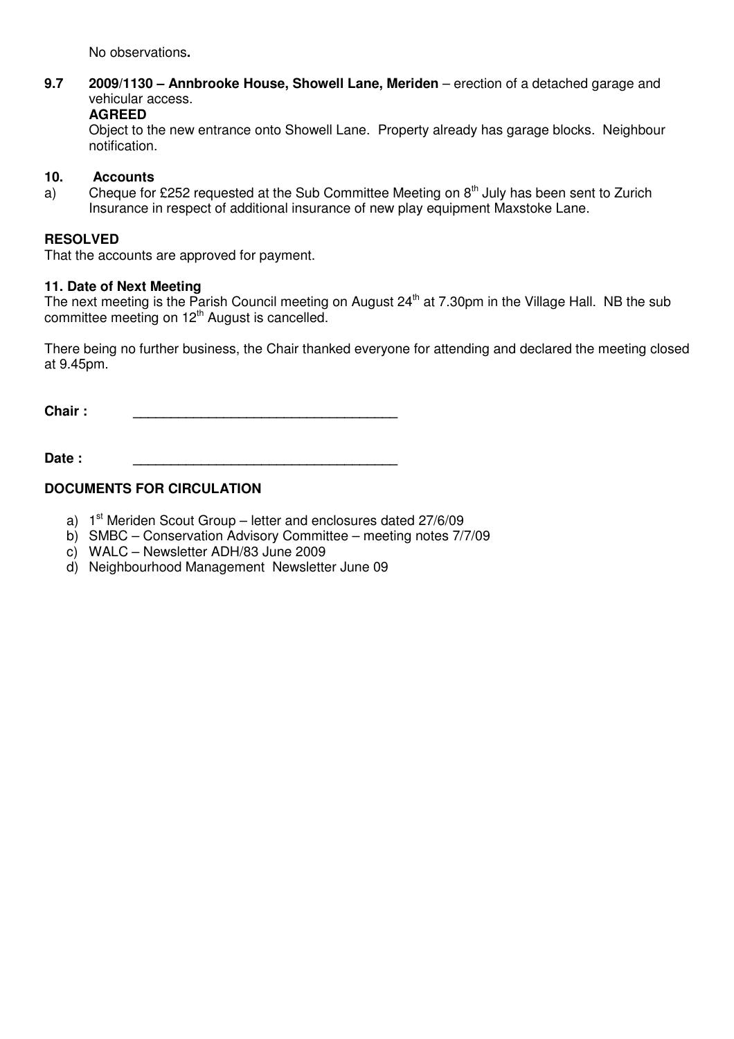No observations**.**

**9.7 2009/1130 – Annbrooke House, Showell Lane, Meriden** – erection of a detached garage and vehicular access.

**AGREED**

Object to the new entrance onto Showell Lane. Property already has garage blocks. Neighbour notification.

## 10. Accounts

a) Cheque for £252 requested at the Sub Committee Meeting on 8th July has been sent to Zurich Insurance in respect of additional insurance of new play equipment Maxstoke Lane.

**RESOLVED**

That the accounts are approved for payment.

## 11. Date of Next Meeting

The next meeting is the Parish Council meeting on August 24th at 7.30pm in the Village Hall. NB the sub committee meeting on 12th August is cancelled.

There being no further business, the Chair thanked everyone for attending and declared the meeting closed at 9.45pm.

**Chair :** ___________________________________

**Date :** ___________________________________

## DOCUMENTS FOR CIRCULATION

a) 1st Meriden Scout Group – letter and enclosures dated 27/6/09
b) SMBC – Conservation Advisory Committee – meeting notes 7/7/09
c) WALC – Newsletter ADH/83 June 2009
d) Neighbourhood Management Newsletter June 09